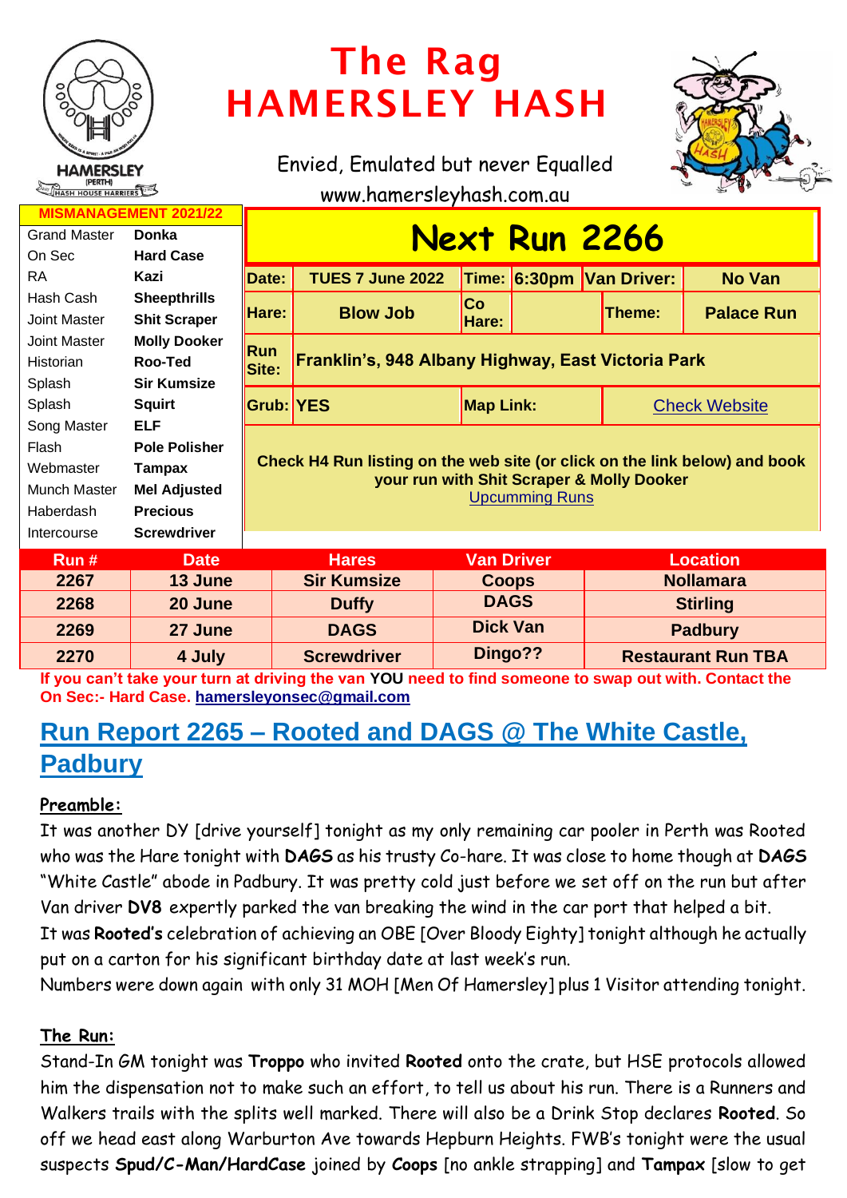# The Rag
# HAMERSLEY HASH

Envied, Emulated but never Equalled
www.hamersleyhash.com.au

HAMERSLEY (PERTH) HASH HOUSE HARRIERS

| MISMANAGEMENT 2021/22 | |
|---|---|
| Grand Master | Donka |
| On Sec | Hard Case |
| RA | Kazi |
| Hash Cash | Sheepthrills |
| Joint Master | Shit Scraper |
| Joint Master | Molly Dooker |
| Historian | Roo-Ted |
| Splash | Sir Kumsize |
| Splash | Squirt |
| Song Master | ELF |
| Flash | Pole Polisher |
| Webmaster | Tampax |
| Munch Master | Mel Adjusted |
| Haberdash | Precious |
| Intercourse | Screwdriver |

## Next Run 2266

| Date: | TUES 7 June 2022 | Time: | 6:30pm | Van Driver: | No Van |
|---|---|---|---|---|---|
| Hare: | Blow Job | Co Hare: | | Theme: | Palace Run |
| Run Site: | Franklin's, 948 Albany Highway, East Victoria Park | | | | |
| Grub: | YES | Map Link: | | Check Website | |

**Check H4 Run listing on the web site (or click on the link below) and book your run with Shit Scraper & Molly Dooker**
Upcumming Runs

| Run # | Date | Hares | Van Driver | Location |
|---|---|---|---|---|
| 2267 | 13 June | Sir Kumsize | Coops | Nollamara |
| 2268 | 20 June | Duffy | DAGS | Stirling |
| 2269 | 27 June | DAGS | Dick Van | Padbury |
| 2270 | 4 July | Screwdriver | Dingo?? | Restaurant Run TBA |

**If you can't take your turn at driving the van YOU need to find someone to swap out with. Contact the On Sec:- Hard Case. hamersleyonsec@gmail.com**

## Run Report 2265 – Rooted and DAGS @ The White Castle, Padbury

### Preamble:

It was another DY [drive yourself] tonight as my only remaining car pooler in Perth was Rooted who was the Hare tonight with **DAGS** as his trusty Co-hare. It was close to home though at **DAGS** "White Castle" abode in Padbury. It was pretty cold just before we set off on the run but after Van driver **DV8** expertly parked the van breaking the wind in the car port that helped a bit.

It was **Rooted's** celebration of achieving an OBE [Over Bloody Eighty] tonight although he actually put on a carton for his significant birthday date at last week's run.

Numbers were down again with only 31 MOH [Men Of Hamersley] plus 1 Visitor attending tonight.

### The Run:

Stand-In GM tonight was **Troppo** who invited **Rooted** onto the crate, but HSE protocols allowed him the dispensation not to make such an effort, to tell us about his run. There is a Runners and Walkers trails with the splits well marked. There will also be a Drink Stop declares **Rooted**. So off we head east along Warburton Ave towards Hepburn Heights. FWB's tonight were the usual suspects **Spud/C-Man/HardCase** joined by **Coops** [no ankle strapping] and **Tampax** [slow to get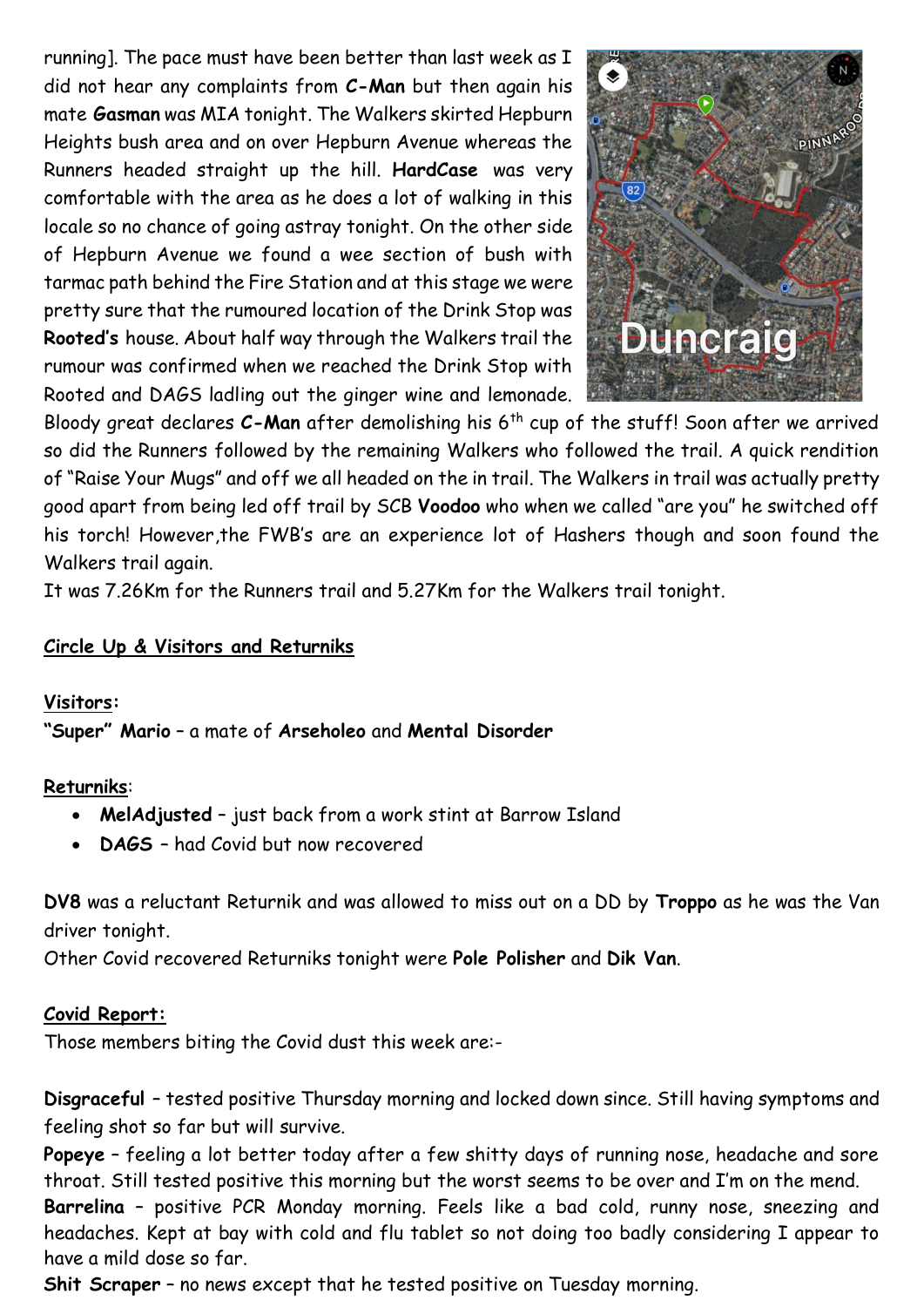running]. The pace must have been better than last week as I did not hear any complaints from **C-Man** but then again his mate **Gasman** was MIA tonight. The Walkers skirted Hepburn Heights bush area and on over Hepburn Avenue whereas the Runners headed straight up the hill. **HardCase** was very comfortable with the area as he does a lot of walking in this locale so no chance of going astray tonight. On the other side of Hepburn Avenue we found a wee section of bush with tarmac path behind the Fire Station and at this stage we were pretty sure that the rumoured location of the Drink Stop was **Rooted's** house. About half way through the Walkers trail the rumour was confirmed when we reached the Drink Stop with Rooted and DAGS ladling out the ginger wine and lemonade. Bloody great declares **C-Man** after demolishing his 6th cup of the stuff! Soon after we arrived so did the Runners followed by the remaining Walkers who followed the trail. A quick rendition of "Raise Your Mugs" and off we all headed on the in trail. The Walkers in trail was actually pretty good apart from being led off trail by SCB **Voodoo** who when we called "are you" he switched off his torch! However,the FWB's are an experience lot of Hashers though and soon found the Walkers trail again.

It was 7.26Km for the Runners trail and 5.27Km for the Walkers trail tonight.

__Circle Up & Visitors and Returniks__

__**Visitors:**__

**"Super" Mario** – a mate of **Arseholeo** and **Mental Disorder**

__**Returniks**__:

- **MelAdjusted** – just back from a work stint at Barrow Island
- **DAGS** – had Covid but now recovered

**DV8** was a reluctant Returnik and was allowed to miss out on a DD by **Troppo** as he was the Van driver tonight.

Other Covid recovered Returniks tonight were **Pole Polisher** and **Dik Van**.

__**Covid Report:**__

Those members biting the Covid dust this week are:-

**Disgraceful** – tested positive Thursday morning and locked down since. Still having symptoms and feeling shot so far but will survive.

**Popeye** – feeling a lot better today after a few shitty days of running nose, headache and sore throat. Still tested positive this morning but the worst seems to be over and I'm on the mend.

**Barrelina** – positive PCR Monday morning. Feels like a bad cold, runny nose, sneezing and headaches. Kept at bay with cold and flu tablet so not doing too badly considering I appear to have a mild dose so far.

**Shit Scraper** – no news except that he tested positive on Tuesday morning.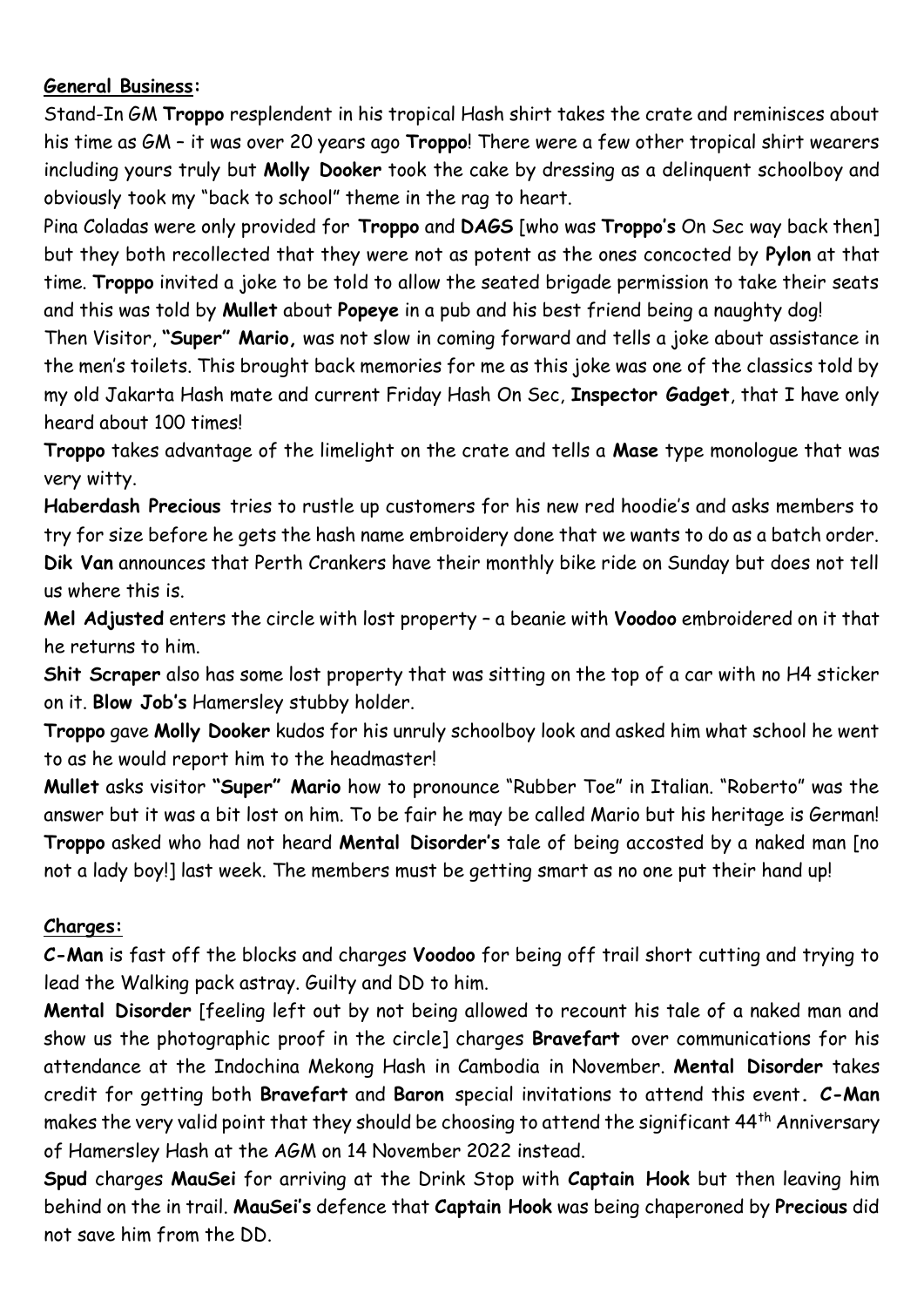**General Business:**

Stand-In GM **Troppo** resplendent in his tropical Hash shirt takes the crate and reminisces about his time as GM – it was over 20 years ago **Troppo**! There were a few other tropical shirt wearers including yours truly but **Molly Dooker** took the cake by dressing as a delinquent schoolboy and obviously took my "back to school" theme in the rag to heart.

Pina Coladas were only provided for **Troppo** and **DAGS** [who was **Troppo's** On Sec way back then] but they both recollected that they were not as potent as the ones concocted by **Pylon** at that time. **Troppo** invited a joke to be told to allow the seated brigade permission to take their seats and this was told by **Mullet** about **Popeye** in a pub and his best friend being a naughty dog!

Then Visitor, **"Super" Mario,** was not slow in coming forward and tells a joke about assistance in the men's toilets. This brought back memories for me as this joke was one of the classics told by my old Jakarta Hash mate and current Friday Hash On Sec, **Inspector Gadget**, that I have only heard about 100 times!

**Troppo** takes advantage of the limelight on the crate and tells a **Mase** type monologue that was very witty.

**Haberdash Precious** tries to rustle up customers for his new red hoodie's and asks members to try for size before he gets the hash name embroidery done that we wants to do as a batch order.

**Dik Van** announces that Perth Crankers have their monthly bike ride on Sunday but does not tell us where this is.

**Mel Adjusted** enters the circle with lost property – a beanie with **Voodoo** embroidered on it that he returns to him.

**Shit Scraper** also has some lost property that was sitting on the top of a car with no H4 sticker on it. **Blow Job's** Hamersley stubby holder.

**Troppo** gave **Molly Dooker** kudos for his unruly schoolboy look and asked him what school he went to as he would report him to the headmaster!

**Mullet** asks visitor **"Super" Mario** how to pronounce "Rubber Toe" in Italian. "Roberto" was the answer but it was a bit lost on him. To be fair he may be called Mario but his heritage is German!

**Troppo** asked who had not heard **Mental Disorder's** tale of being accosted by a naked man [no not a lady boy!] last week. The members must be getting smart as no one put their hand up!

**Charges:**

**C-Man** is fast off the blocks and charges **Voodoo** for being off trail short cutting and trying to lead the Walking pack astray. Guilty and DD to him.

**Mental Disorder** [feeling left out by not being allowed to recount his tale of a naked man and show us the photographic proof in the circle] charges **Bravefart** over communications for his attendance at the Indochina Mekong Hash in Cambodia in November. **Mental Disorder** takes credit for getting both **Bravefart** and **Baron** special invitations to attend this event. **C-Man** makes the very valid point that they should be choosing to attend the significant 44th Anniversary of Hamersley Hash at the AGM on 14 November 2022 instead.

**Spud** charges **MauSei** for arriving at the Drink Stop with **Captain Hook** but then leaving him behind on the in trail. **MauSei's** defence that **Captain Hook** was being chaperoned by **Precious** did not save him from the DD.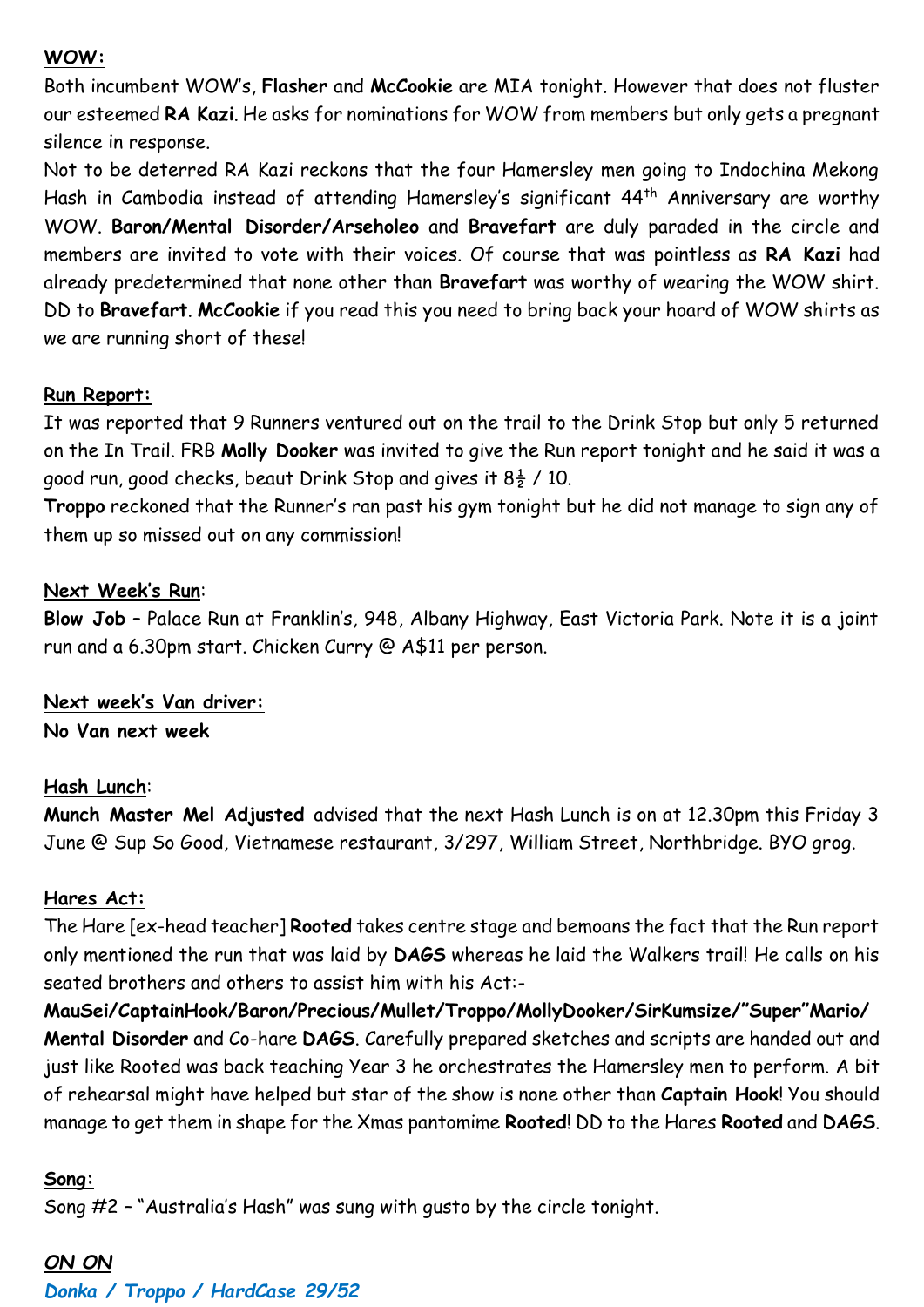**WOW:**

Both incumbent WOW's, **Flasher** and **McCookie** are MIA tonight. However that does not fluster our esteemed **RA Kazi**. He asks for nominations for WOW from members but only gets a pregnant silence in response.

Not to be deterred RA Kazi reckons that the four Hamersley men going to Indochina Mekong Hash in Cambodia instead of attending Hamersley's significant 44th Anniversary are worthy WOW. **Baron/Mental Disorder/Arseholeo** and **Bravefart** are duly paraded in the circle and members are invited to vote with their voices. Of course that was pointless as **RA Kazi** had already predetermined that none other than **Bravefart** was worthy of wearing the WOW shirt. DD to **Bravefart**. **McCookie** if you read this you need to bring back your hoard of WOW shirts as we are running short of these!

**Run Report:**

It was reported that 9 Runners ventured out on the trail to the Drink Stop but only 5 returned on the In Trail. FRB **Molly Dooker** was invited to give the Run report tonight and he said it was a good run, good checks, beaut Drink Stop and gives it 8½ / 10.

**Troppo** reckoned that the Runner's ran past his gym tonight but he did not manage to sign any of them up so missed out on any commission!

**Next Week's Run**:

**Blow Job** – Palace Run at Franklin's, 948, Albany Highway, East Victoria Park. Note it is a joint run and a 6.30pm start. Chicken Curry @ A$11 per person.

**Next week's Van driver:**

**No Van next week**

**Hash Lunch**:

**Munch Master Mel Adjusted** advised that the next Hash Lunch is on at 12.30pm this Friday 3 June @ Sup So Good, Vietnamese restaurant, 3/297, William Street, Northbridge. BYO grog.

**Hares Act:**

The Hare [ex-head teacher] **Rooted** takes centre stage and bemoans the fact that the Run report only mentioned the run that was laid by **DAGS** whereas he laid the Walkers trail! He calls on his seated brothers and others to assist him with his Act:-

**MauSei/CaptainHook/Baron/Precious/Mullet/Troppo/MollyDooker/SirKumsize/"Super"Mario/ Mental Disorder** and Co-hare **DAGS**. Carefully prepared sketches and scripts are handed out and just like Rooted was back teaching Year 3 he orchestrates the Hamersley men to perform. A bit of rehearsal might have helped but star of the show is none other than **Captain Hook**! You should manage to get them in shape for the Xmas pantomime **Rooted**! DD to the Hares **Rooted** and **DAGS**.

**Song:**

Song #2 – "Australia's Hash" was sung with gusto by the circle tonight.

***ON ON***

***Donka / Troppo / HardCase 29/52***